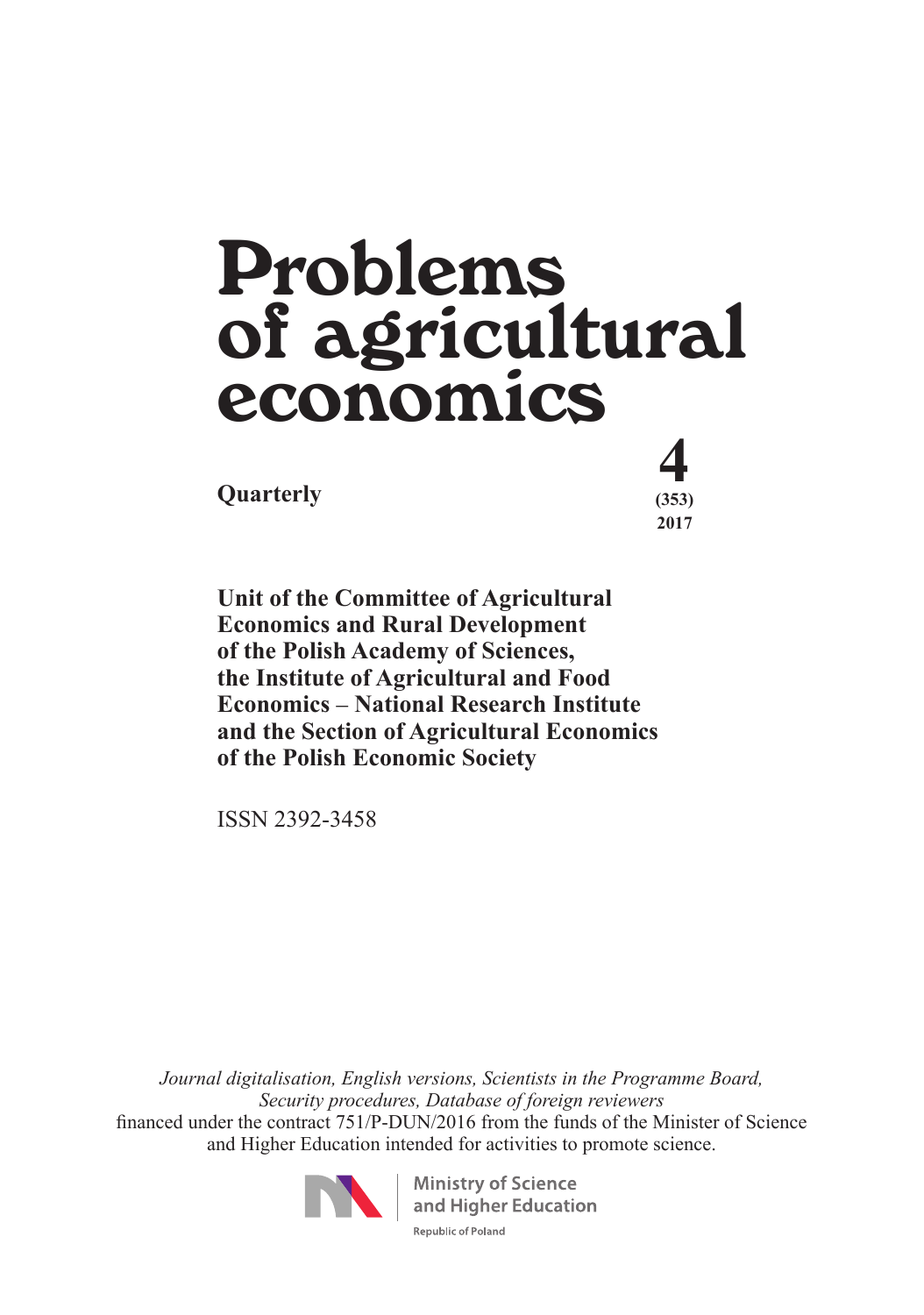# Problems of agricultural economics

**Quarterly**

**4**
**(353)**
**2017**

**Unit of the Committee of Agricultural Economics and Rural Development of the Polish Academy of Sciences, the Institute of Agricultural and Food Economics – National Research Institute and the Section of Agricultural Economics of the Polish Economic Society**

ISSN 2392-3458

*Journal digitalisation, English versions, Scientists in the Programme Board, Security procedures, Database of foreign reviewers*
financed under the contract 751/P-DUN/2016 from the funds of the Minister of Science and Higher Education intended for activities to promote science.

Ministry of Science and Higher Education
Republic of Poland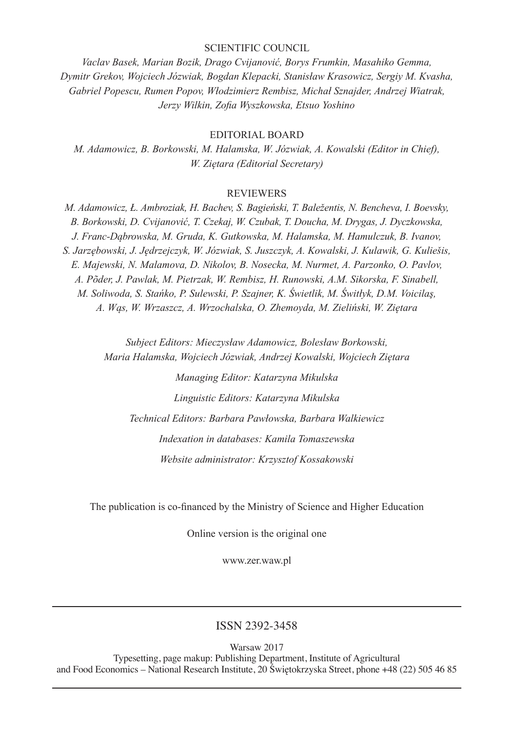## SCIENTIFIC COUNCIL

*Vaclav Basek, Marian Bozik, Drago Cvijanović, Borys Frumkin, Masahiko Gemma, Dymitr Grekov, Wojciech Józwiak, Bogdan Klepacki, Stanisław Krasowicz, Sergiy M. Kvasha, Gabriel Popescu, Rumen Popov, Włodzimierz Rembisz, Michał Sznajder, Andrzej Wiatrak, Jerzy Wilkin, Zofia Wyszkowska, Etsuo Yoshino*

## EDITORIAL BOARD

*M. Adamowicz, B. Borkowski, M. Halamska, W. Józwiak, A. Kowalski (Editor in Chief), W. Ziętara (Editorial Secretary)*

## REVIEWERS

*M. Adamowicz, Ł. Ambroziak, H. Bachev, S. Bagieński, T. Baležentis, N. Bencheva, I. Boevsky, B. Borkowski, D. Cvijanović, T. Czekaj, W. Czubak, T. Doucha, M. Drygas, J. Dyczkowska, J. Franc-Dąbrowska, M. Gruda, K. Gutkowska, M. Halamska, M. Hamulczuk, B. Ivanov, S. Jarzębowski, J. Jędrzejczyk, W. Józwiak, S. Juszczyk, A. Kowalski, J. Kulawik, G. Kuliešis, E. Majewski, N. Malamova, D. Nikolov, B. Nosecka, M. Nurmet, A. Parzonko, O. Pavlov, A. Põder, J. Pawlak, M. Pietrzak, W. Rembisz, H. Runowski, A.M. Sikorska, F. Sinabell, M. Soliwoda, S. Stańko, P. Sulewski, P. Szajner, K. Świetlik, M. Świtłyk, D.M. Voicilaş, A. Wąs, W. Wrzaszcz, A. Wrzochalska, O. Zhemoyda, M. Zieliński, W. Ziętara*

*Subject Editors: Mieczysław Adamowicz, Bolesław Borkowski, Maria Halamska, Wojciech Józwiak, Andrzej Kowalski, Wojciech Ziętara*

*Managing Editor: Katarzyna Mikulska*

*Linguistic Editors: Katarzyna Mikulska*

*Technical Editors: Barbara Pawłowska, Barbara Walkiewicz*

*Indexation in databases: Kamila Tomaszewska*

*Website administrator: Krzysztof Kossakowski*

The publication is co-financed by the Ministry of Science and Higher Education

Online version is the original one

www.zer.waw.pl

---

ISSN 2392-3458

Warsaw 2017

Typesetting, page makup: Publishing Department, Institute of Agricultural and Food Economics – National Research Institute, 20 Świętokrzyska Street, phone +48 (22) 505 46 85

---